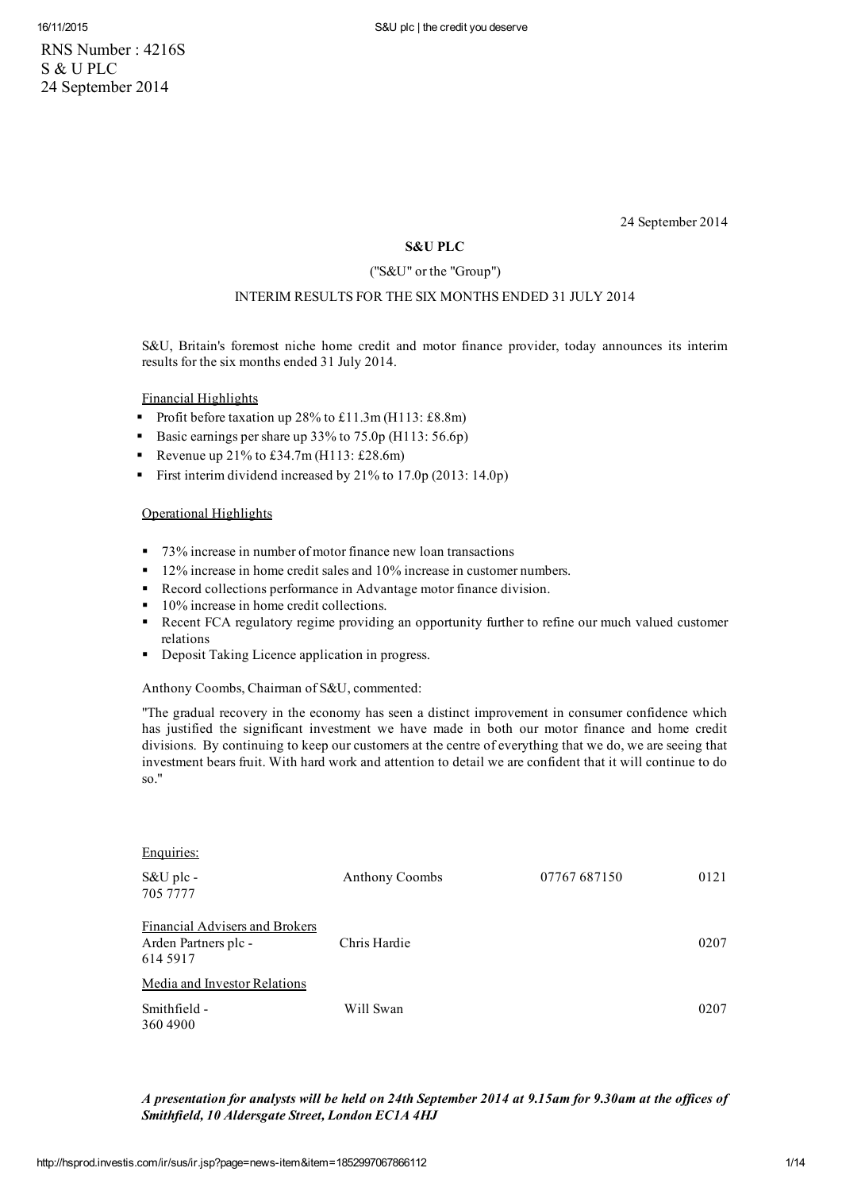RNS Number : 4216S
S & U PLC
24 September 2014

24 September 2014

**S&U PLC**

("S&U" or the "Group")

INTERIM RESULTS FOR THE SIX MONTHS ENDED 31 JULY 2014

S&U, Britain's foremost niche home credit and motor finance provider, today announces its interim results for the six months ended 31 July 2014.

Financial Highlights

- Profit before taxation up 28% to £11.3m (H113: £8.8m)
- Basic earnings per share up 33% to 75.0p (H113: 56.6p)
- Revenue up 21% to £34.7m (H113: £28.6m)
- First interim dividend increased by 21% to 17.0p (2013: 14.0p)

Operational Highlights

- 73% increase in number of motor finance new loan transactions
- 12% increase in home credit sales and 10% increase in customer numbers.
- Record collections performance in Advantage motor finance division.
- 10% increase in home credit collections.
- Recent FCA regulatory regime providing an opportunity further to refine our much valued customer relations
- Deposit Taking Licence application in progress.

Anthony Coombs, Chairman of S&U, commented:

"The gradual recovery in the economy has seen a distinct improvement in consumer confidence which has justified the significant investment we have made in both our motor finance and home credit divisions. By continuing to keep our customers at the centre of everything that we do, we are seeing that investment bears fruit. With hard work and attention to detail we are confident that it will continue to do so."

Enquiries:

| | | | |
|---|---|---|---|
| S&U plc - | Anthony Coombs | 07767 687150 | 0121 705 7777 |
| Financial Advisers and Brokers | | | |
| Arden Partners plc - | Chris Hardie | | 0207 614 5917 |
| Media and Investor Relations | | | |
| Smithfield - | Will Swan | | 0207 360 4900 |

***A presentation for analysts will be held on 24th September 2014 at 9.15am for 9.30am at the offices of Smithfield, 10 Aldersgate Street, London EC1A 4HJ***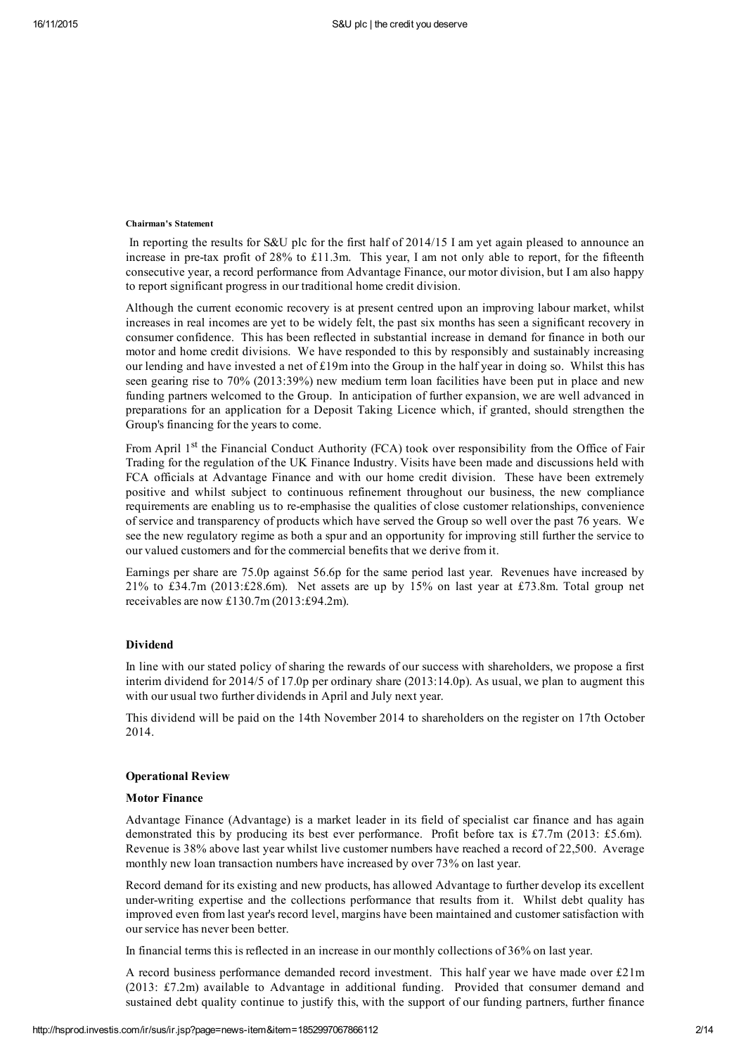#### Chairman's Statement

In reporting the results for S&U plc for the first half of 2014/15 I am yet again pleased to announce an increase in pre-tax profit of 28% to £11.3m. This year, I am not only able to report, for the fifteenth consecutive year, a record performance from Advantage Finance, our motor division, but I am also happy to report significant progress in our traditional home credit division.

Although the current economic recovery is at present centred upon an improving labour market, whilst increases in real incomes are yet to be widely felt, the past six months has seen a significant recovery in consumer confidence. This has been reflected in substantial increase in demand for finance in both our motor and home credit divisions. We have responded to this by responsibly and sustainably increasing our lending and have invested a net of £19m into the Group in the half year in doing so. Whilst this has seen gearing rise to 70% (2013:39%) new medium term loan facilities have been put in place and new funding partners welcomed to the Group. In anticipation of further expansion, we are well advanced in preparations for an application for a Deposit Taking Licence which, if granted, should strengthen the Group's financing for the years to come.

From April 1st the Financial Conduct Authority (FCA) took over responsibility from the Office of Fair Trading for the regulation of the UK Finance Industry. Visits have been made and discussions held with FCA officials at Advantage Finance and with our home credit division. These have been extremely positive and whilst subject to continuous refinement throughout our business, the new compliance requirements are enabling us to re-emphasise the qualities of close customer relationships, convenience of service and transparency of products which have served the Group so well over the past 76 years. We see the new regulatory regime as both a spur and an opportunity for improving still further the service to our valued customers and for the commercial benefits that we derive from it.

Earnings per share are 75.0p against 56.6p for the same period last year. Revenues have increased by 21% to £34.7m (2013:£28.6m). Net assets are up by 15% on last year at £73.8m. Total group net receivables are now £130.7m (2013:£94.2m).

### Dividend

In line with our stated policy of sharing the rewards of our success with shareholders, we propose a first interim dividend for 2014/5 of 17.0p per ordinary share (2013:14.0p). As usual, we plan to augment this with our usual two further dividends in April and July next year.

This dividend will be paid on the 14th November 2014 to shareholders on the register on 17th October 2014.

### Operational Review

#### Motor Finance

Advantage Finance (Advantage) is a market leader in its field of specialist car finance and has again demonstrated this by producing its best ever performance. Profit before tax is £7.7m (2013: £5.6m). Revenue is 38% above last year whilst live customer numbers have reached a record of 22,500. Average monthly new loan transaction numbers have increased by over 73% on last year.

Record demand for its existing and new products, has allowed Advantage to further develop its excellent under-writing expertise and the collections performance that results from it. Whilst debt quality has improved even from last year's record level, margins have been maintained and customer satisfaction with our service has never been better.

In financial terms this is reflected in an increase in our monthly collections of 36% on last year.

A record business performance demanded record investment. This half year we have made over £21m (2013: £7.2m) available to Advantage in additional funding. Provided that consumer demand and sustained debt quality continue to justify this, with the support of our funding partners, further finance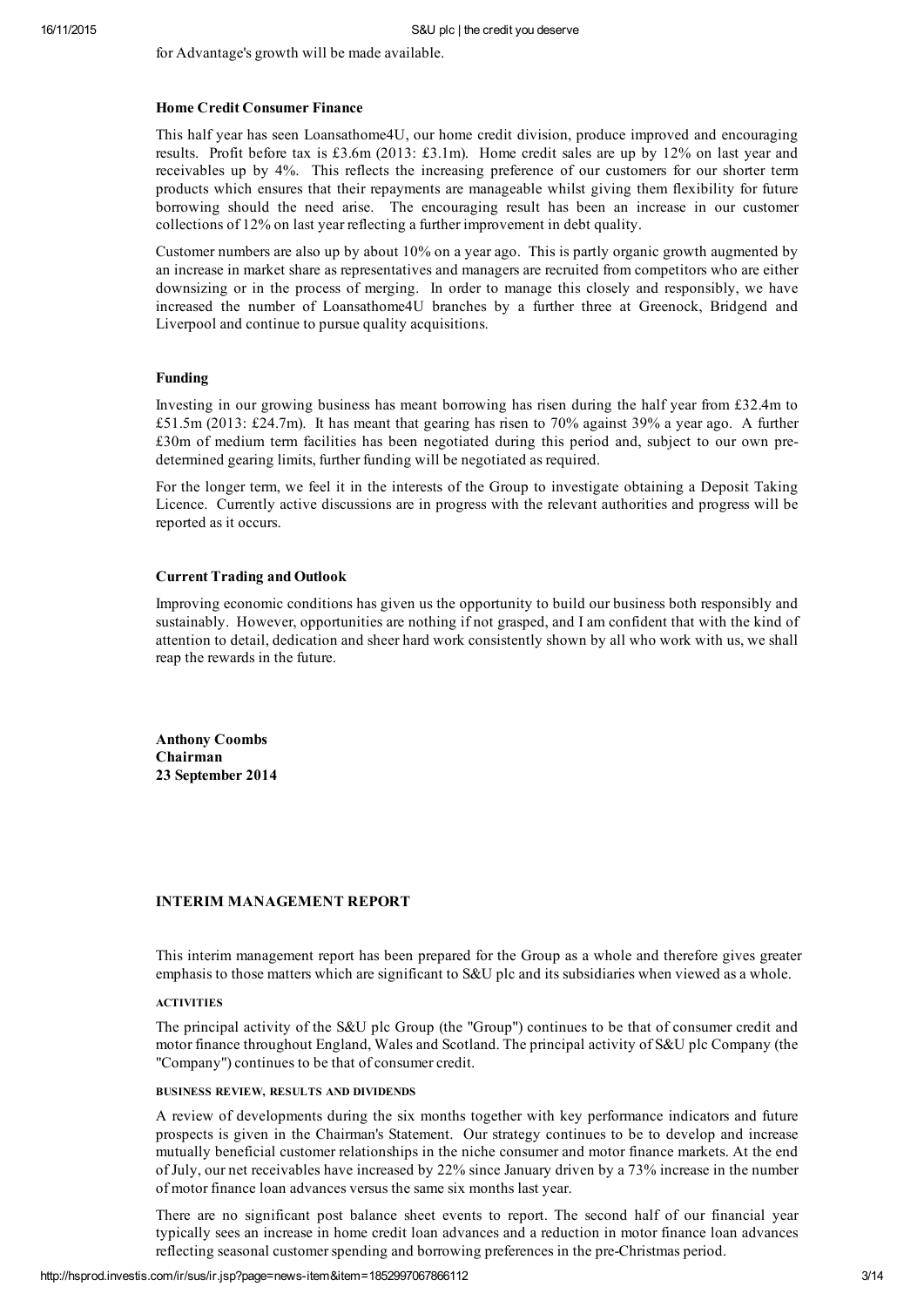for Advantage's growth will be made available.

**Home Credit Consumer Finance**

This half year has seen Loansathome4U, our home credit division, produce improved and encouraging results. Profit before tax is £3.6m (2013: £3.1m). Home credit sales are up by 12% on last year and receivables up by 4%. This reflects the increasing preference of our customers for our shorter term products which ensures that their repayments are manageable whilst giving them flexibility for future borrowing should the need arise. The encouraging result has been an increase in our customer collections of 12% on last year reflecting a further improvement in debt quality.

Customer numbers are also up by about 10% on a year ago. This is partly organic growth augmented by an increase in market share as representatives and managers are recruited from competitors who are either downsizing or in the process of merging. In order to manage this closely and responsibly, we have increased the number of Loansathome4U branches by a further three at Greenock, Bridgend and Liverpool and continue to pursue quality acquisitions.

**Funding**

Investing in our growing business has meant borrowing has risen during the half year from £32.4m to £51.5m (2013: £24.7m). It has meant that gearing has risen to 70% against 39% a year ago. A further £30m of medium term facilities has been negotiated during this period and, subject to our own pre-determined gearing limits, further funding will be negotiated as required.

For the longer term, we feel it in the interests of the Group to investigate obtaining a Deposit Taking Licence. Currently active discussions are in progress with the relevant authorities and progress will be reported as it occurs.

**Current Trading and Outlook**

Improving economic conditions has given us the opportunity to build our business both responsibly and sustainably. However, opportunities are nothing if not grasped, and I am confident that with the kind of attention to detail, dedication and sheer hard work consistently shown by all who work with us, we shall reap the rewards in the future.

**Anthony Coombs**
**Chairman**
**23 September 2014**

## INTERIM MANAGEMENT REPORT

This interim management report has been prepared for the Group as a whole and therefore gives greater emphasis to those matters which are significant to S&U plc and its subsidiaries when viewed as a whole.

### ACTIVITIES

The principal activity of the S&U plc Group (the "Group") continues to be that of consumer credit and motor finance throughout England, Wales and Scotland. The principal activity of S&U plc Company (the "Company") continues to be that of consumer credit.

### BUSINESS REVIEW, RESULTS AND DIVIDENDS

A review of developments during the six months together with key performance indicators and future prospects is given in the Chairman's Statement. Our strategy continues to be to develop and increase mutually beneficial customer relationships in the niche consumer and motor finance markets. At the end of July, our net receivables have increased by 22% since January driven by a 73% increase in the number of motor finance loan advances versus the same six months last year.

There are no significant post balance sheet events to report. The second half of our financial year typically sees an increase in home credit loan advances and a reduction in motor finance loan advances reflecting seasonal customer spending and borrowing preferences in the pre-Christmas period.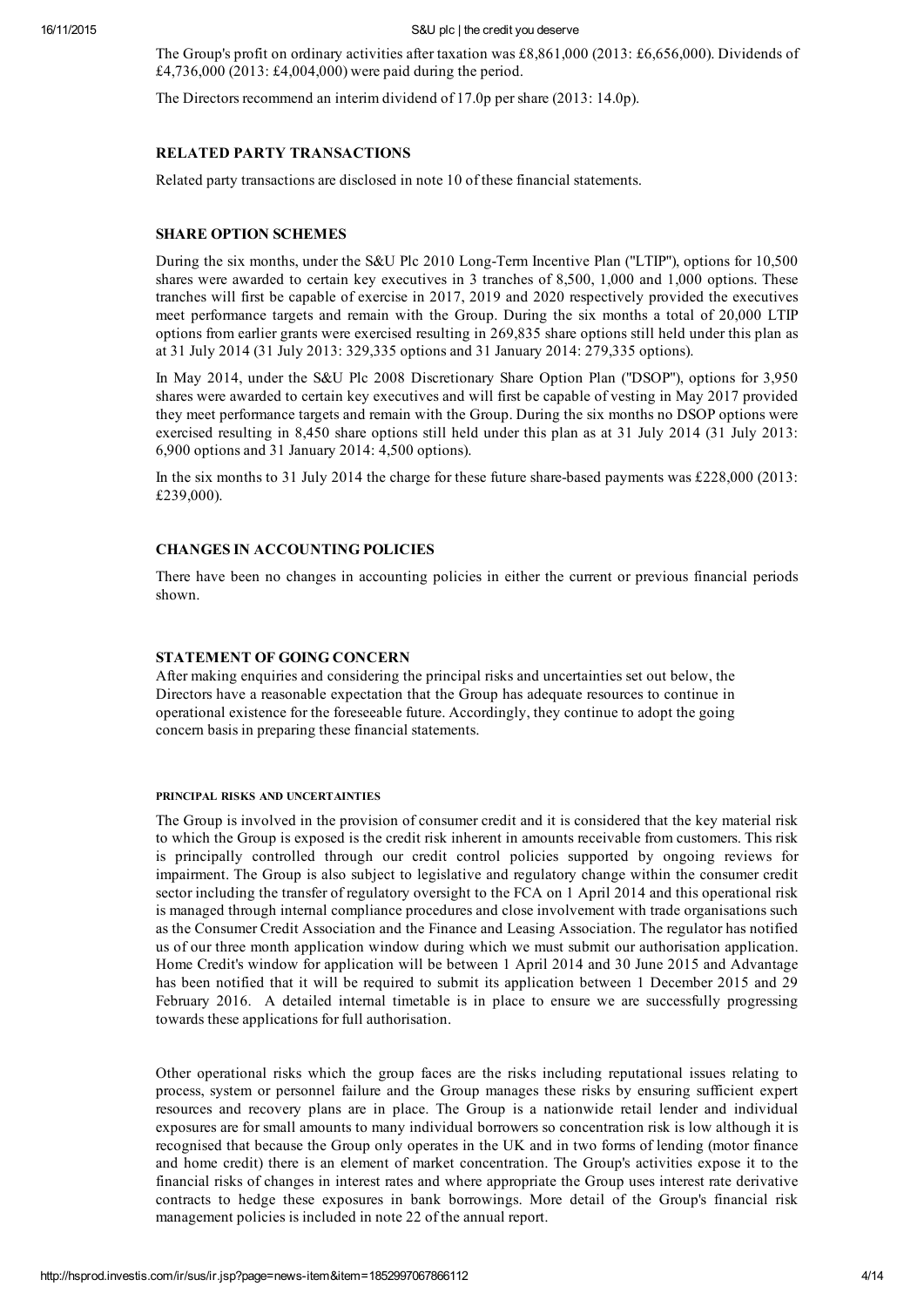The Group's profit on ordinary activities after taxation was £8,861,000 (2013: £6,656,000). Dividends of £4,736,000 (2013: £4,004,000) were paid during the period.

The Directors recommend an interim dividend of 17.0p per share (2013: 14.0p).

## RELATED PARTY TRANSACTIONS

Related party transactions are disclosed in note 10 of these financial statements.

## SHARE OPTION SCHEMES

During the six months, under the S&U Plc 2010 Long-Term Incentive Plan ("LTIP"), options for 10,500 shares were awarded to certain key executives in 3 tranches of 8,500, 1,000 and 1,000 options. These tranches will first be capable of exercise in 2017, 2019 and 2020 respectively provided the executives meet performance targets and remain with the Group. During the six months a total of 20,000 LTIP options from earlier grants were exercised resulting in 269,835 share options still held under this plan as at 31 July 2014 (31 July 2013: 329,335 options and 31 January 2014: 279,335 options).

In May 2014, under the S&U Plc 2008 Discretionary Share Option Plan ("DSOP"), options for 3,950 shares were awarded to certain key executives and will first be capable of vesting in May 2017 provided they meet performance targets and remain with the Group. During the six months no DSOP options were exercised resulting in 8,450 share options still held under this plan as at 31 July 2014 (31 July 2013: 6,900 options and 31 January 2014: 4,500 options).

In the six months to 31 July 2014 the charge for these future share-based payments was £228,000 (2013: £239,000).

## CHANGES IN ACCOUNTING POLICIES

There have been no changes in accounting policies in either the current or previous financial periods shown.

## STATEMENT OF GOING CONCERN

After making enquiries and considering the principal risks and uncertainties set out below, the Directors have a reasonable expectation that the Group has adequate resources to continue in operational existence for the foreseeable future. Accordingly, they continue to adopt the going concern basis in preparing these financial statements.

### PRINCIPAL RISKS AND UNCERTAINTIES

The Group is involved in the provision of consumer credit and it is considered that the key material risk to which the Group is exposed is the credit risk inherent in amounts receivable from customers. This risk is principally controlled through our credit control policies supported by ongoing reviews for impairment. The Group is also subject to legislative and regulatory change within the consumer credit sector including the transfer of regulatory oversight to the FCA on 1 April 2014 and this operational risk is managed through internal compliance procedures and close involvement with trade organisations such as the Consumer Credit Association and the Finance and Leasing Association. The regulator has notified us of our three month application window during which we must submit our authorisation application. Home Credit's window for application will be between 1 April 2014 and 30 June 2015 and Advantage has been notified that it will be required to submit its application between 1 December 2015 and 29 February 2016. A detailed internal timetable is in place to ensure we are successfully progressing towards these applications for full authorisation.

Other operational risks which the group faces are the risks including reputational issues relating to process, system or personnel failure and the Group manages these risks by ensuring sufficient expert resources and recovery plans are in place. The Group is a nationwide retail lender and individual exposures are for small amounts to many individual borrowers so concentration risk is low although it is recognised that because the Group only operates in the UK and in two forms of lending (motor finance and home credit) there is an element of market concentration. The Group's activities expose it to the financial risks of changes in interest rates and where appropriate the Group uses interest rate derivative contracts to hedge these exposures in bank borrowings. More detail of the Group's financial risk management policies is included in note 22 of the annual report.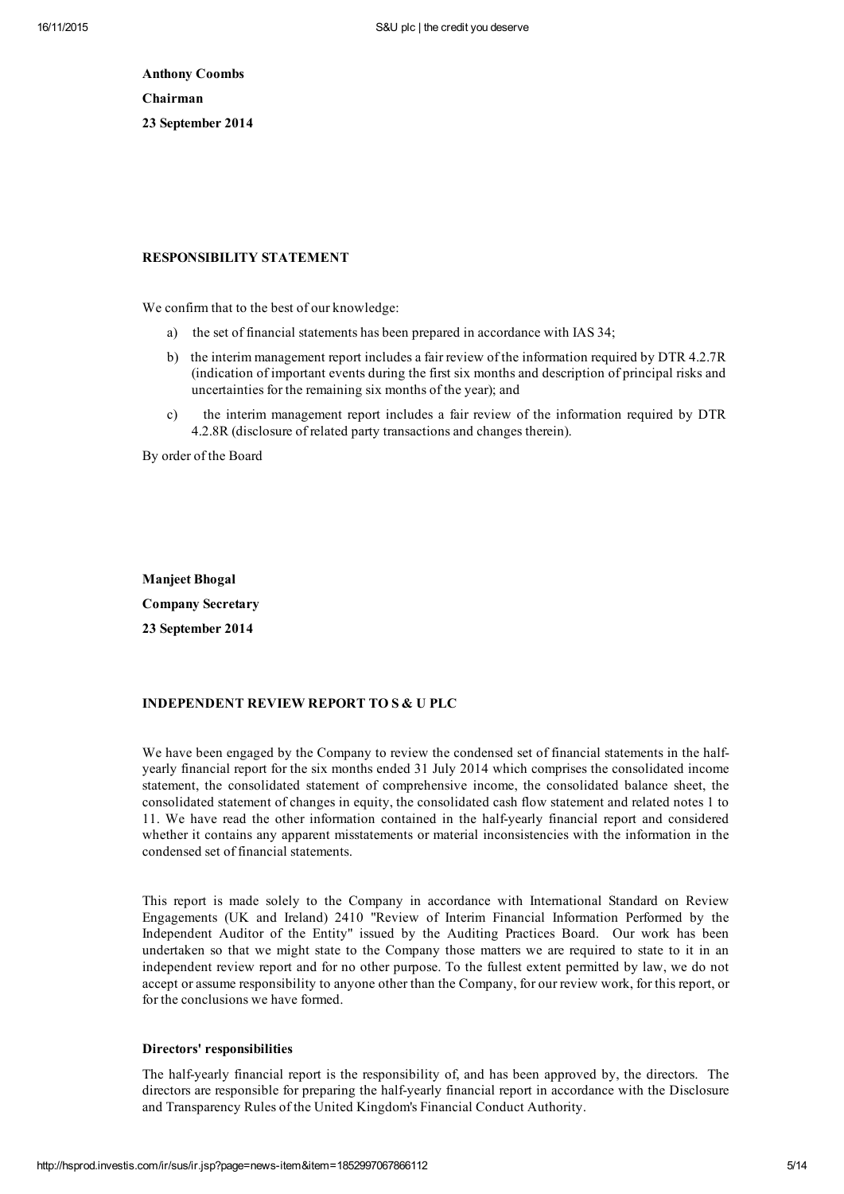**Anthony Coombs**

**Chairman**

**23 September 2014**

## RESPONSIBILITY STATEMENT

We confirm that to the best of our knowledge:

a) the set of financial statements has been prepared in accordance with IAS 34;

b) the interim management report includes a fair review of the information required by DTR 4.2.7R (indication of important events during the first six months and description of principal risks and uncertainties for the remaining six months of the year); and

c) the interim management report includes a fair review of the information required by DTR 4.2.8R (disclosure of related party transactions and changes therein).

By order of the Board

**Manjeet Bhogal**

**Company Secretary**

**23 September 2014**

## INDEPENDENT REVIEW REPORT TO S & U PLC

We have been engaged by the Company to review the condensed set of financial statements in the half-yearly financial report for the six months ended 31 July 2014 which comprises the consolidated income statement, the consolidated statement of comprehensive income, the consolidated balance sheet, the consolidated statement of changes in equity, the consolidated cash flow statement and related notes 1 to 11. We have read the other information contained in the half-yearly financial report and considered whether it contains any apparent misstatements or material inconsistencies with the information in the condensed set of financial statements.

This report is made solely to the Company in accordance with International Standard on Review Engagements (UK and Ireland) 2410 "Review of Interim Financial Information Performed by the Independent Auditor of the Entity" issued by the Auditing Practices Board. Our work has been undertaken so that we might state to the Company those matters we are required to state to it in an independent review report and for no other purpose. To the fullest extent permitted by law, we do not accept or assume responsibility to anyone other than the Company, for our review work, for this report, or for the conclusions we have formed.

### Directors' responsibilities

The half-yearly financial report is the responsibility of, and has been approved by, the directors. The directors are responsible for preparing the half-yearly financial report in accordance with the Disclosure and Transparency Rules of the United Kingdom's Financial Conduct Authority.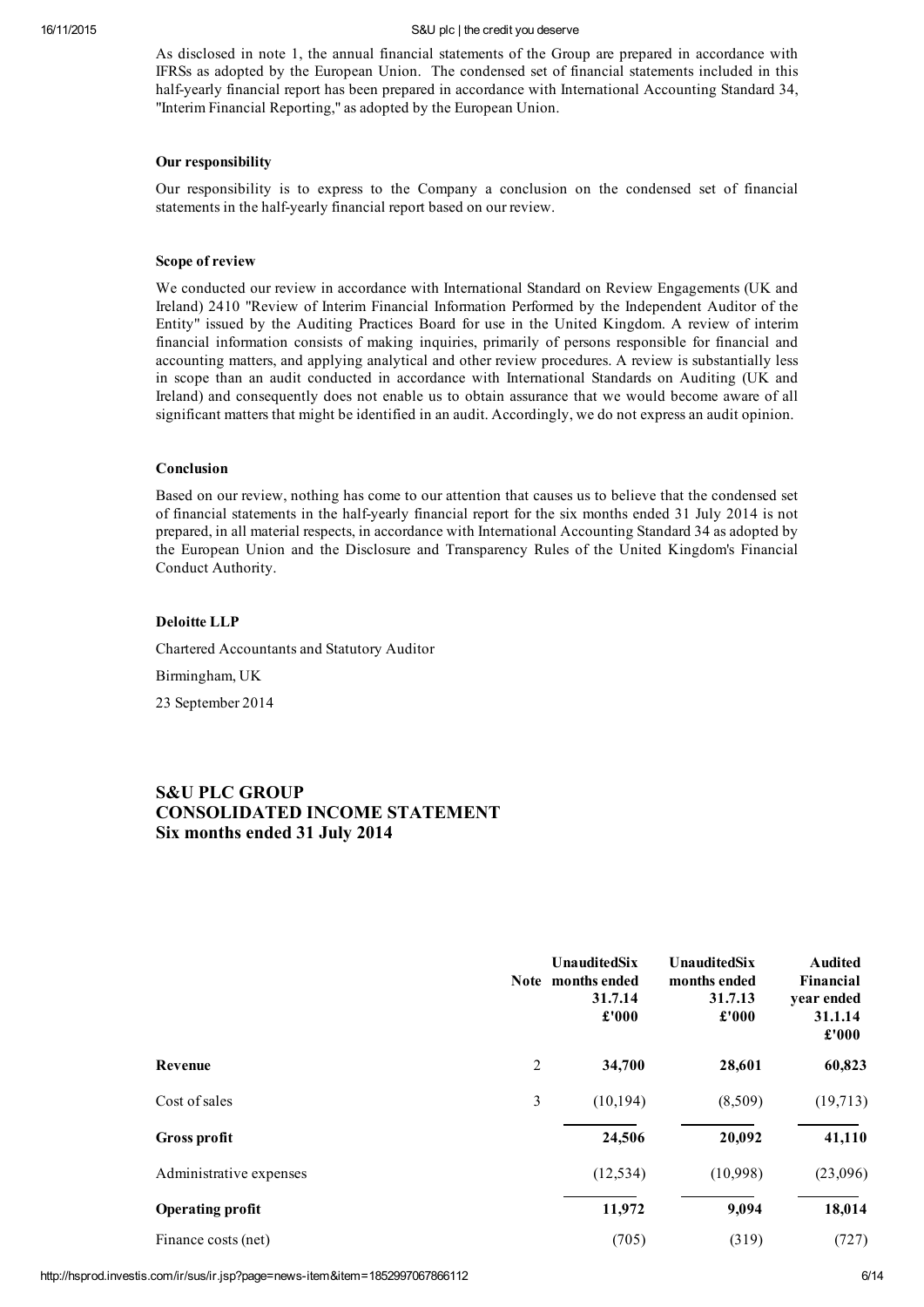As disclosed in note 1, the annual financial statements of the Group are prepared in accordance with IFRSs as adopted by the European Union. The condensed set of financial statements included in this half-yearly financial report has been prepared in accordance with International Accounting Standard 34, "Interim Financial Reporting," as adopted by the European Union.

**Our responsibility**

Our responsibility is to express to the Company a conclusion on the condensed set of financial statements in the half-yearly financial report based on our review.

**Scope of review**

We conducted our review in accordance with International Standard on Review Engagements (UK and Ireland) 2410 "Review of Interim Financial Information Performed by the Independent Auditor of the Entity" issued by the Auditing Practices Board for use in the United Kingdom. A review of interim financial information consists of making inquiries, primarily of persons responsible for financial and accounting matters, and applying analytical and other review procedures. A review is substantially less in scope than an audit conducted in accordance with International Standards on Auditing (UK and Ireland) and consequently does not enable us to obtain assurance that we would become aware of all significant matters that might be identified in an audit. Accordingly, we do not express an audit opinion.

**Conclusion**

Based on our review, nothing has come to our attention that causes us to believe that the condensed set of financial statements in the half-yearly financial report for the six months ended 31 July 2014 is not prepared, in all material respects, in accordance with International Accounting Standard 34 as adopted by the European Union and the Disclosure and Transparency Rules of the United Kingdom's Financial Conduct Authority.

**Deloitte LLP**

Chartered Accountants and Statutory Auditor

Birmingham, UK

23 September 2014

## S&U PLC GROUP
## CONSOLIDATED INCOME STATEMENT
## Six months ended 31 July 2014

| | Note | UnauditedSix months ended 31.7.14 £'000 | UnauditedSix months ended 31.7.13 £'000 | Audited Financial year ended 31.1.14 £'000 |
|---|---|---|---|---|
| **Revenue** | 2 | **34,700** | **28,601** | **60,823** |
| Cost of sales | 3 | (10,194) | (8,509) | (19,713) |
| **Gross profit** | | **24,506** | **20,092** | **41,110** |
| Administrative expenses | | (12,534) | (10,998) | (23,096) |
| **Operating profit** | | **11,972** | **9,094** | **18,014** |
| Finance costs (net) | | (705) | (319) | (727) |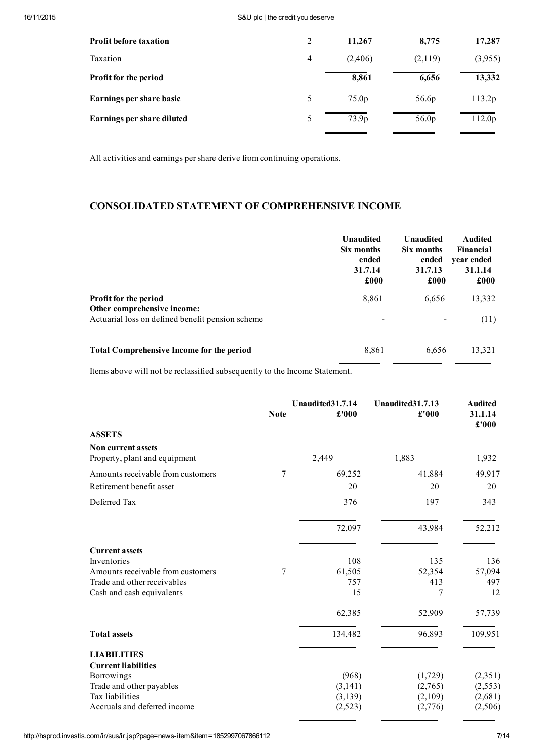| | Note | | | |
|---|---|---|---|---|
| **Profit before taxation** | 2 | **11,267** | **8,775** | **17,287** |
| Taxation | 4 | (2,406) | (2,119) | (3,955) |
| **Profit for the period** | | **8,861** | **6,656** | **13,332** |
| **Earnings per share basic** | 5 | 75.0p | 56.6p | 113.2p |
| **Earnings per share diluted** | 5 | 73.9p | 56.0p | 112.0p |

All activities and earnings per share derive from continuing operations.

## CONSOLIDATED STATEMENT OF COMPREHENSIVE INCOME

| | Unaudited Six months ended 31.7.14 £000 | Unaudited Six months ended 31.7.13 £000 | Audited Financial year ended 31.1.14 £000 |
|---|---|---|---|
| **Profit for the period** | 8,861 | 6,656 | 13,332 |
| **Other comprehensive income:** | | | |
| Actuarial loss on defined benefit pension scheme | - | - | (11) |
| **Total Comprehensive Income for the period** | 8,861 | 6,656 | 13,321 |

Items above will not be reclassified subsequently to the Income Statement.

| | Note | Unaudited31.7.14 £'000 | Unaudited31.7.13 £'000 | Audited 31.1.14 £'000 |
|---|---|---|---|---|
| **ASSETS** | | | | |
| **Non current assets** | | | | |
| Property, plant and equipment | | 2,449 | 1,883 | 1,932 |
| Amounts receivable from customers | 7 | 69,252 | 41,884 | 49,917 |
| Retirement benefit asset | | 20 | 20 | 20 |
| Deferred Tax | | 376 | 197 | 343 |
| | | 72,097 | 43,984 | 52,212 |
| **Current assets** | | | | |
| Inventories | | 108 | 135 | 136 |
| Amounts receivable from customers | 7 | 61,505 | 52,354 | 57,094 |
| Trade and other receivables | | 757 | 413 | 497 |
| Cash and cash equivalents | | 15 | 7 | 12 |
| | | 62,385 | 52,909 | 57,739 |
| **Total assets** | | 134,482 | 96,893 | 109,951 |
| **LIABILITIES** | | | | |
| **Current liabilities** | | | | |
| Borrowings | | (968) | (1,729) | (2,351) |
| Trade and other payables | | (3,141) | (2,765) | (2,553) |
| Tax liabilities | | (3,139) | (2,109) | (2,681) |
| Accruals and deferred income | | (2,523) | (2,776) | (2,506) |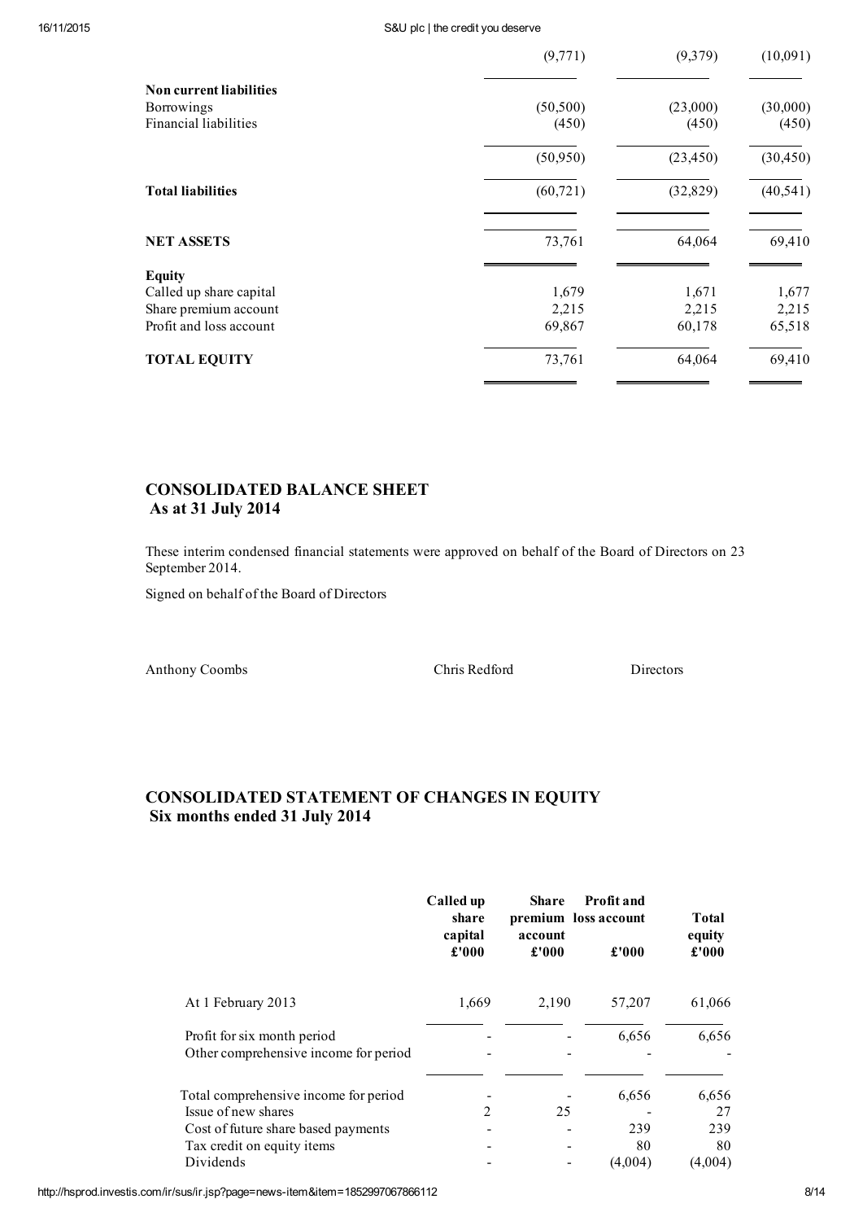| | | | |
|---|---|---|---|
| | (9,771) | (9,379) | (10,091) |
| **Non current liabilities** | | | |
| Borrowings | (50,500) | (23,000) | (30,000) |
| Financial liabilities | (450) | (450) | (450) |
| | (50,950) | (23,450) | (30,450) |
| **Total liabilities** | (60,721) | (32,829) | (40,541) |
| **NET ASSETS** | 73,761 | 64,064 | 69,410 |
| **Equity** | | | |
| Called up share capital | 1,679 | 1,671 | 1,677 |
| Share premium account | 2,215 | 2,215 | 2,215 |
| Profit and loss account | 69,867 | 60,178 | 65,518 |
| **TOTAL EQUITY** | 73,761 | 64,064 | 69,410 |

## CONSOLIDATED BALANCE SHEET
## As at 31 July 2014

These interim condensed financial statements were approved on behalf of the Board of Directors on 23 September 2014.

Signed on behalf of the Board of Directors

Anthony Coombs    Chris Redford    Directors

## CONSOLIDATED STATEMENT OF CHANGES IN EQUITY
## Six months ended 31 July 2014

| | Called up share capital £'000 | Share premium account £'000 | Profit and loss account £'000 | Total equity £'000 |
|---|---|---|---|---|
| At 1 February 2013 | 1,669 | 2,190 | 57,207 | 61,066 |
| Profit for six month period | - | - | 6,656 | 6,656 |
| Other comprehensive income for period | - | - | - | - |
| Total comprehensive income for period | - | - | 6,656 | 6,656 |
| Issue of new shares | 2 | 25 | - | 27 |
| Cost of future share based payments | - | - | 239 | 239 |
| Tax credit on equity items | - | - | 80 | 80 |
| Dividends | - | - | (4,004) | (4,004) |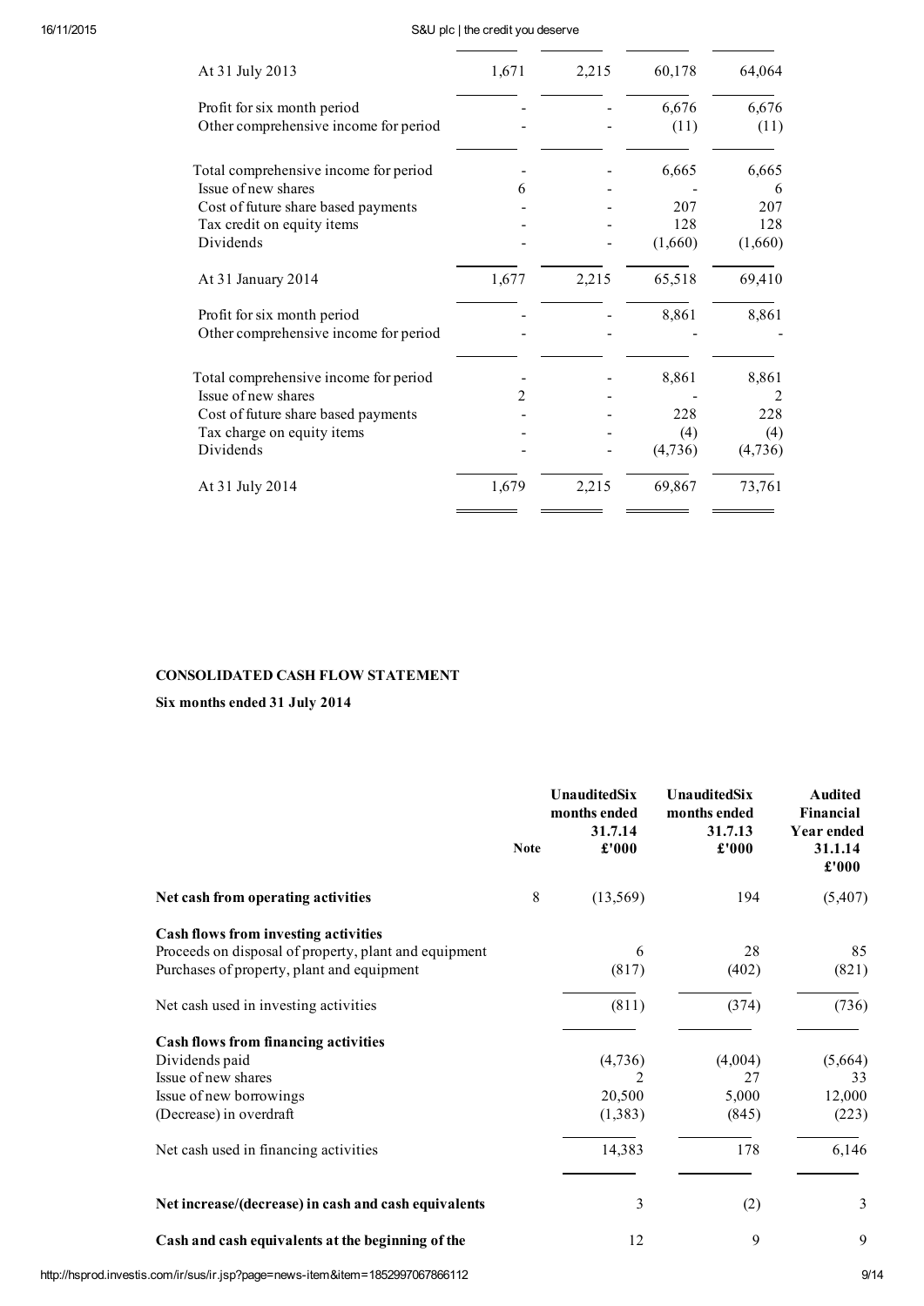| | | | | |
|---|---|---|---|---|
| At 31 July 2013 | 1,671 | 2,215 | 60,178 | 64,064 |
| Profit for six month period | - | - | 6,676 | 6,676 |
| Other comprehensive income for period | - | - | (11) | (11) |
| Total comprehensive income for period | - | - | 6,665 | 6,665 |
| Issue of new shares | 6 | - | - | 6 |
| Cost of future share based payments | - | - | 207 | 207 |
| Tax credit on equity items | - | - | 128 | 128 |
| Dividends | - | - | (1,660) | (1,660) |
| At 31 January 2014 | 1,677 | 2,215 | 65,518 | 69,410 |
| Profit for six month period | - | - | 8,861 | 8,861 |
| Other comprehensive income for period | - | - | - | - |
| Total comprehensive income for period | - | - | 8,861 | 8,861 |
| Issue of new shares | 2 | - | - | 2 |
| Cost of future share based payments | - | - | 228 | 228 |
| Tax charge on equity items | - | - | (4) | (4) |
| Dividends | - | - | (4,736) | (4,736) |
| At 31 July 2014 | 1,679 | 2,215 | 69,867 | 73,761 |

**CONSOLIDATED CASH FLOW STATEMENT**

**Six months ended 31 July 2014**

| | Note | Unaudited Six months ended 31.7.14 £'000 | Unaudited Six months ended 31.7.13 £'000 | Audited Financial Year ended 31.1.14 £'000 |
|---|---|---|---|---|
| **Net cash from operating activities** | 8 | (13,569) | 194 | (5,407) |
| **Cash flows from investing activities** | | | | |
| Proceeds on disposal of property, plant and equipment | | 6 | 28 | 85 |
| Purchases of property, plant and equipment | | (817) | (402) | (821) |
| Net cash used in investing activities | | (811) | (374) | (736) |
| **Cash flows from financing activities** | | | | |
| Dividends paid | | (4,736) | (4,004) | (5,664) |
| Issue of new shares | | 2 | 27 | 33 |
| Issue of new borrowings | | 20,500 | 5,000 | 12,000 |
| (Decrease) in overdraft | | (1,383) | (845) | (223) |
| Net cash used in financing activities | | 14,383 | 178 | 6,146 |
| **Net increase/(decrease) in cash and cash equivalents** | | 3 | (2) | 3 |
| **Cash and cash equivalents at the beginning of the** | | 12 | 9 | 9 |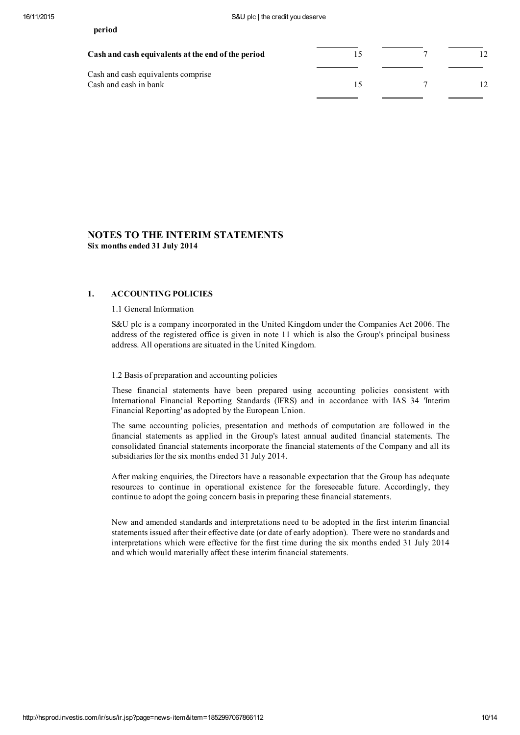**period**

| | | | |
|---|---|---|---|
| **Cash and cash equivalents at the end of the period** | 15 | 7 | 12 |
| Cash and cash equivalents comprise | | | |
| Cash and cash in bank | 15 | 7 | 12 |

## NOTES TO THE INTERIM STATEMENTS

**Six months ended 31 July 2014**

### 1. ACCOUNTING POLICIES

1.1 General Information

S&U plc is a company incorporated in the United Kingdom under the Companies Act 2006. The address of the registered office is given in note 11 which is also the Group's principal business address. All operations are situated in the United Kingdom.

1.2 Basis of preparation and accounting policies

These financial statements have been prepared using accounting policies consistent with International Financial Reporting Standards (IFRS) and in accordance with IAS 34 'Interim Financial Reporting' as adopted by the European Union.

The same accounting policies, presentation and methods of computation are followed in the financial statements as applied in the Group's latest annual audited financial statements. The consolidated financial statements incorporate the financial statements of the Company and all its subsidiaries for the six months ended 31 July 2014.

After making enquiries, the Directors have a reasonable expectation that the Group has adequate resources to continue in operational existence for the foreseeable future. Accordingly, they continue to adopt the going concern basis in preparing these financial statements.

New and amended standards and interpretations need to be adopted in the first interim financial statements issued after their effective date (or date of early adoption). There were no standards and interpretations which were effective for the first time during the six months ended 31 July 2014 and which would materially affect these interim financial statements.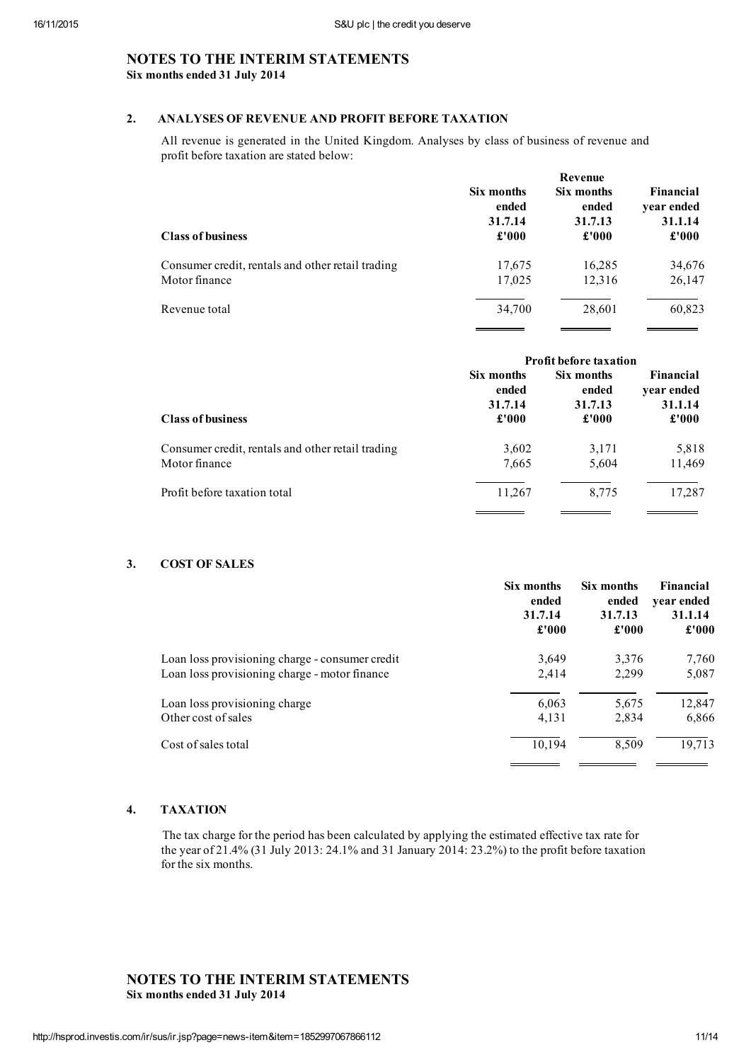# NOTES TO THE INTERIM STATEMENTS

**Six months ended 31 July 2014**

## 2. ANALYSES OF REVENUE AND PROFIT BEFORE TAXATION

All revenue is generated in the United Kingdom. Analyses by class of business of revenue and profit before taxation are stated below:

| | Revenue | | |
|---|---|---|---|
| **Class of business** | **Six months ended 31.7.14 £'000** | **Six months ended 31.7.13 £'000** | **Financial year ended 31.1.14 £'000** |
| Consumer credit, rentals and other retail trading | 17,675 | 16,285 | 34,676 |
| Motor finance | 17,025 | 12,316 | 26,147 |
| Revenue total | 34,700 | 28,601 | 60,823 |

| | Profit before taxation | | |
|---|---|---|---|
| **Class of business** | **Six months ended 31.7.14 £'000** | **Six months ended 31.7.13 £'000** | **Financial year ended 31.1.14 £'000** |
| Consumer credit, rentals and other retail trading | 3,602 | 3,171 | 5,818 |
| Motor finance | 7,665 | 5,604 | 11,469 |
| Profit before taxation total | 11,267 | 8,775 | 17,287 |

## 3. COST OF SALES

| | **Six months ended 31.7.14 £'000** | **Six months ended 31.7.13 £'000** | **Financial year ended 31.1.14 £'000** |
|---|---|---|---|
| Loan loss provisioning charge - consumer credit | 3,649 | 3,376 | 7,760 |
| Loan loss provisioning charge - motor finance | 2,414 | 2,299 | 5,087 |
| Loan loss provisioning charge | 6,063 | 5,675 | 12,847 |
| Other cost of sales | 4,131 | 2,834 | 6,866 |
| Cost of sales total | 10,194 | 8,509 | 19,713 |

## 4. TAXATION

The tax charge for the period has been calculated by applying the estimated effective tax rate for the year of 21.4% (31 July 2013: 24.1% and 31 January 2014: 23.2%) to the profit before taxation for the six months.

# NOTES TO THE INTERIM STATEMENTS

**Six months ended 31 July 2014**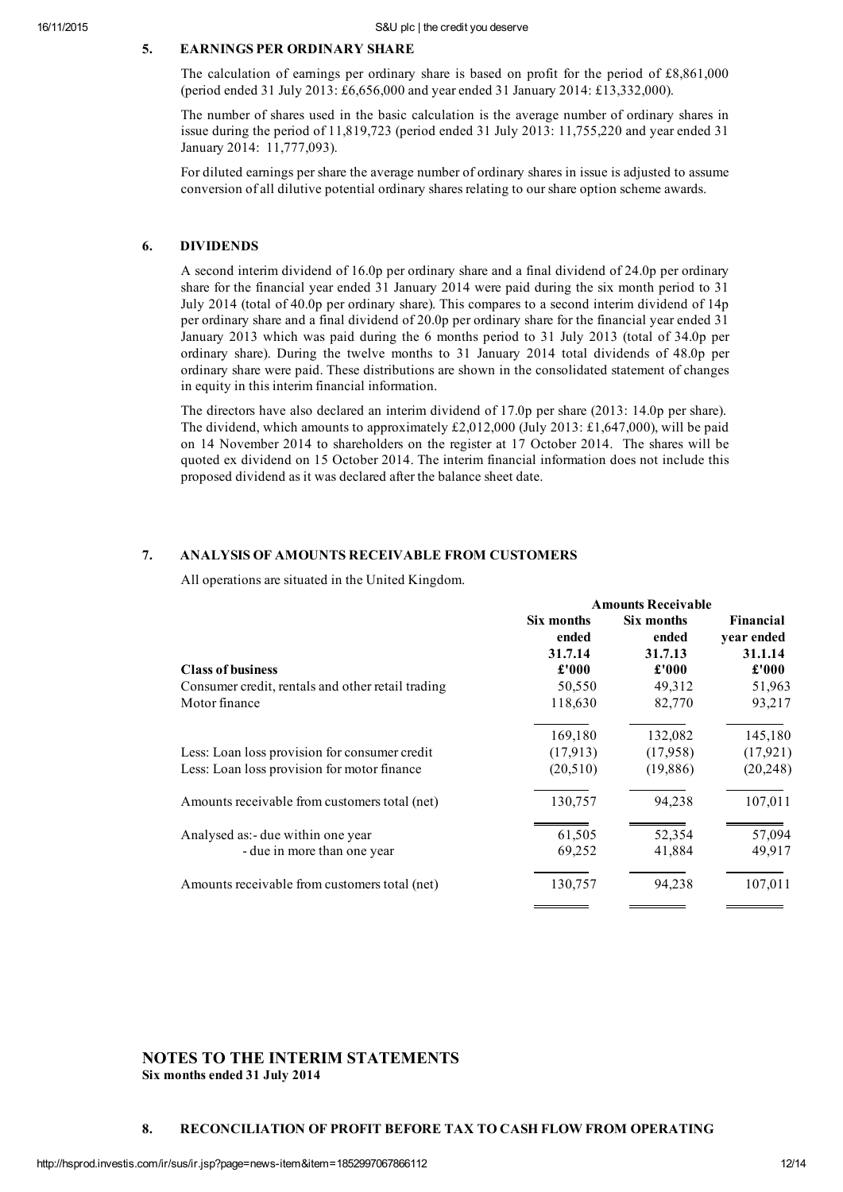## 5. EARNINGS PER ORDINARY SHARE

The calculation of earnings per ordinary share is based on profit for the period of £8,861,000 (period ended 31 July 2013: £6,656,000 and year ended 31 January 2014: £13,332,000).

The number of shares used in the basic calculation is the average number of ordinary shares in issue during the period of 11,819,723 (period ended 31 July 2013: 11,755,220 and year ended 31 January 2014: 11,777,093).

For diluted earnings per share the average number of ordinary shares in issue is adjusted to assume conversion of all dilutive potential ordinary shares relating to our share option scheme awards.

## 6. DIVIDENDS

A second interim dividend of 16.0p per ordinary share and a final dividend of 24.0p per ordinary share for the financial year ended 31 January 2014 were paid during the six month period to 31 July 2014 (total of 40.0p per ordinary share). This compares to a second interim dividend of 14p per ordinary share and a final dividend of 20.0p per ordinary share for the financial year ended 31 January 2013 which was paid during the 6 months period to 31 July 2013 (total of 34.0p per ordinary share). During the twelve months to 31 January 2014 total dividends of 48.0p per ordinary share were paid. These distributions are shown in the consolidated statement of changes in equity in this interim financial information.

The directors have also declared an interim dividend of 17.0p per share (2013: 14.0p per share). The dividend, which amounts to approximately £2,012,000 (July 2013: £1,647,000), will be paid on 14 November 2014 to shareholders on the register at 17 October 2014. The shares will be quoted ex dividend on 15 October 2014. The interim financial information does not include this proposed dividend as it was declared after the balance sheet date.

## 7. ANALYSIS OF AMOUNTS RECEIVABLE FROM CUSTOMERS

All operations are situated in the United Kingdom.

| | **Amounts Receivable** | | |
|---|---|---|---|
| | **Six months ended 31.7.14** | **Six months ended 31.7.13** | **Financial year ended 31.1.14** |
| **Class of business** | **£'000** | **£'000** | **£'000** |
| Consumer credit, rentals and other retail trading | 50,550 | 49,312 | 51,963 |
| Motor finance | 118,630 | 82,770 | 93,217 |
| | 169,180 | 132,082 | 145,180 |
| Less: Loan loss provision for consumer credit | (17,913) | (17,958) | (17,921) |
| Less: Loan loss provision for motor finance | (20,510) | (19,886) | (20,248) |
| Amounts receivable from customers total (net) | 130,757 | 94,238 | 107,011 |
| Analysed as:- due within one year | 61,505 | 52,354 | 57,094 |
| - due in more than one year | 69,252 | 41,884 | 49,917 |
| Amounts receivable from customers total (net) | 130,757 | 94,238 | 107,011 |

# NOTES TO THE INTERIM STATEMENTS

**Six months ended 31 July 2014**

## 8. RECONCILIATION OF PROFIT BEFORE TAX TO CASH FLOW FROM OPERATING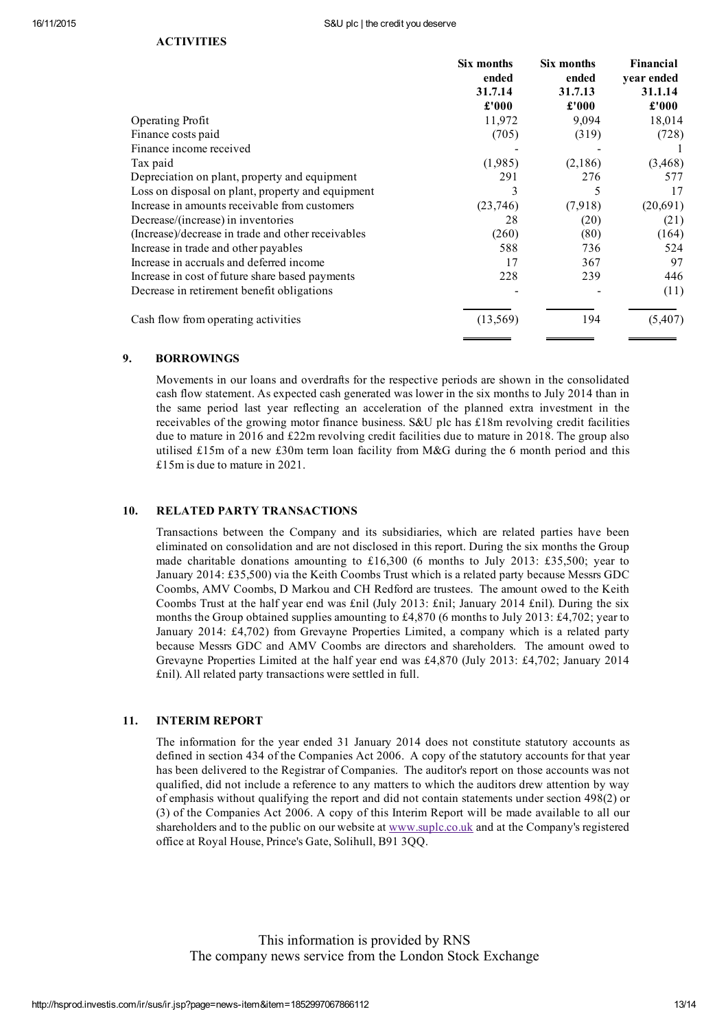**ACTIVITIES**

| | Six months ended 31.7.14 £'000 | Six months ended 31.7.13 £'000 | Financial year ended 31.1.14 £'000 |
|---|---|---|---|
| Operating Profit | 11,972 | 9,094 | 18,014 |
| Finance costs paid | (705) | (319) | (728) |
| Finance income received | - | - | 1 |
| Tax paid | (1,985) | (2,186) | (3,468) |
| Depreciation on plant, property and equipment | 291 | 276 | 577 |
| Loss on disposal on plant, property and equipment | 3 | 5 | 17 |
| Increase in amounts receivable from customers | (23,746) | (7,918) | (20,691) |
| Decrease/(increase) in inventories | 28 | (20) | (21) |
| (Increase)/decrease in trade and other receivables | (260) | (80) | (164) |
| Increase in trade and other payables | 588 | 736 | 524 |
| Increase in accruals and deferred income | 17 | 367 | 97 |
| Increase in cost of future share based payments | 228 | 239 | 446 |
| Decrease in retirement benefit obligations | - | - | (11) |
| Cash flow from operating activities | (13,569) | 194 | (5,407) |

## 9. BORROWINGS

Movements in our loans and overdrafts for the respective periods are shown in the consolidated cash flow statement. As expected cash generated was lower in the six months to July 2014 than in the same period last year reflecting an acceleration of the planned extra investment in the receivables of the growing motor finance business. S&U plc has £18m revolving credit facilities due to mature in 2016 and £22m revolving credit facilities due to mature in 2018. The group also utilised £15m of a new £30m term loan facility from M&G during the 6 month period and this £15m is due to mature in 2021.

## 10. RELATED PARTY TRANSACTIONS

Transactions between the Company and its subsidiaries, which are related parties have been eliminated on consolidation and are not disclosed in this report. During the six months the Group made charitable donations amounting to £16,300 (6 months to July 2013: £35,500; year to January 2014: £35,500) via the Keith Coombs Trust which is a related party because Messrs GDC Coombs, AMV Coombs, D Markou and CH Redford are trustees. The amount owed to the Keith Coombs Trust at the half year end was £nil (July 2013: £nil; January 2014 £nil). During the six months the Group obtained supplies amounting to £4,870 (6 months to July 2013: £4,702; year to January 2014: £4,702) from Grevayne Properties Limited, a company which is a related party because Messrs GDC and AMV Coombs are directors and shareholders. The amount owed to Grevayne Properties Limited at the half year end was £4,870 (July 2013: £4,702; January 2014 £nil). All related party transactions were settled in full.

## 11. INTERIM REPORT

The information for the year ended 31 January 2014 does not constitute statutory accounts as defined in section 434 of the Companies Act 2006. A copy of the statutory accounts for that year has been delivered to the Registrar of Companies. The auditor's report on those accounts was not qualified, did not include a reference to any matters to which the auditors drew attention by way of emphasis without qualifying the report and did not contain statements under section 498(2) or (3) of the Companies Act 2006. A copy of this Interim Report will be made available to all our shareholders and to the public on our website at www.suplc.co.uk and at the Company's registered office at Royal House, Prince's Gate, Solihull, B91 3QQ.

This information is provided by RNS
The company news service from the London Stock Exchange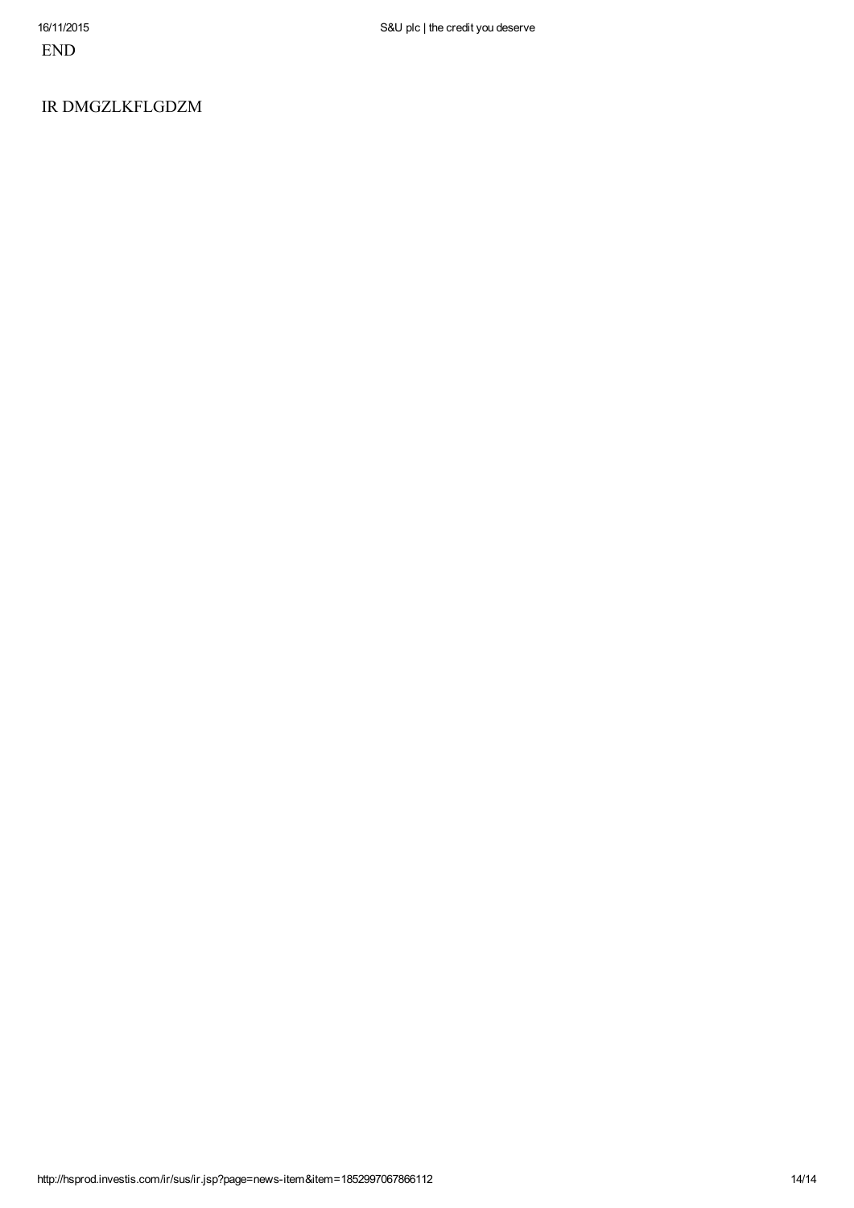END

IR DMGZLKFLGDZM